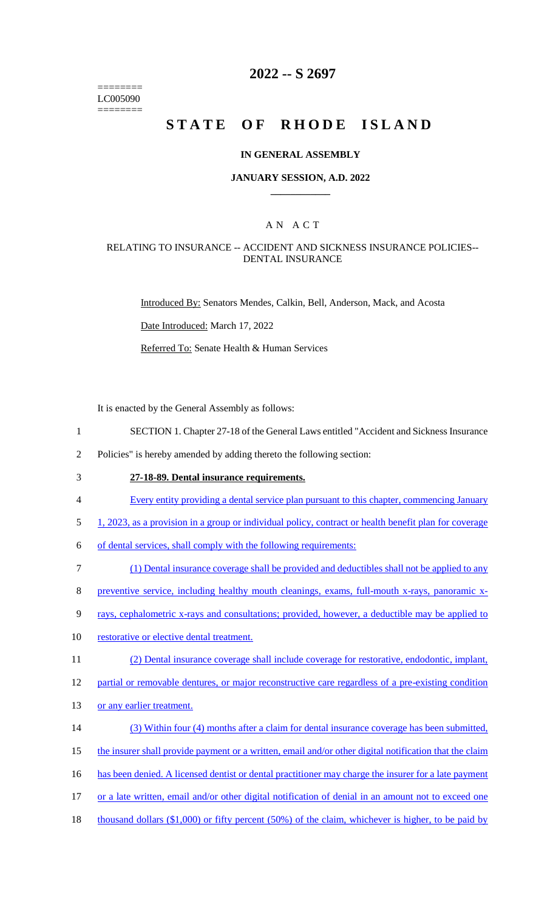========
LC005090
========

# 2022 -- S 2697

# STATE OF RHODE ISLAND

## IN GENERAL ASSEMBLY

### JANUARY SESSION, A.D. 2022

---

### A N A C T

RELATING TO INSURANCE -- ACCIDENT AND SICKNESS INSURANCE POLICIES-- DENTAL INSURANCE

Introduced By: Senators Mendes, Calkin, Bell, Anderson, Mack, and Acosta

Date Introduced: March 17, 2022

Referred To: Senate Health & Human Services

It is enacted by the General Assembly as follows:

1 SECTION 1. Chapter 27-18 of the General Laws entitled "Accident and Sickness Insurance
2 Policies" is hereby amended by adding thereto the following section:

3 **27-18-89. Dental insurance requirements.**

4 Every entity providing a dental service plan pursuant to this chapter, commencing January
5 1, 2023, as a provision in a group or individual policy, contract or health benefit plan for coverage
6 of dental services, shall comply with the following requirements:

7 (1) Dental insurance coverage shall be provided and deductibles shall not be applied to any
8 preventive service, including healthy mouth cleanings, exams, full-mouth x-rays, panoramic x-
9 rays, cephalometric x-rays and consultations; provided, however, a deductible may be applied to
10 restorative or elective dental treatment.

11 (2) Dental insurance coverage shall include coverage for restorative, endodontic, implant,
12 partial or removable dentures, or major reconstructive care regardless of a pre-existing condition
13 or any earlier treatment.

14 (3) Within four (4) months after a claim for dental insurance coverage has been submitted,
15 the insurer shall provide payment or a written, email and/or other digital notification that the claim
16 has been denied. A licensed dentist or dental practitioner may charge the insurer for a late payment
17 or a late written, email and/or other digital notification of denial in an amount not to exceed one
18 thousand dollars ($1,000) or fifty percent (50%) of the claim, whichever is higher, to be paid by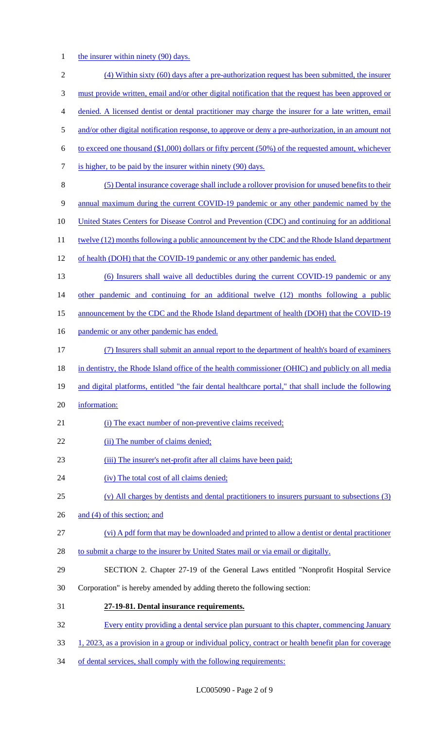the insurer within ninety (90) days.

(4) Within sixty (60) days after a pre-authorization request has been submitted, the insurer must provide written, email and/or other digital notification that the request has been approved or denied. A licensed dentist or dental practitioner may charge the insurer for a late written, email and/or other digital notification response, to approve or deny a pre-authorization, in an amount not to exceed one thousand ($1,000) dollars or fifty percent (50%) of the requested amount, whichever is higher, to be paid by the insurer within ninety (90) days.

(5) Dental insurance coverage shall include a rollover provision for unused benefits to their annual maximum during the current COVID-19 pandemic or any other pandemic named by the United States Centers for Disease Control and Prevention (CDC) and continuing for an additional twelve (12) months following a public announcement by the CDC and the Rhode Island department of health (DOH) that the COVID-19 pandemic or any other pandemic has ended.

(6) Insurers shall waive all deductibles during the current COVID-19 pandemic or any other pandemic and continuing for an additional twelve (12) months following a public announcement by the CDC and the Rhode Island department of health (DOH) that the COVID-19 pandemic or any other pandemic has ended.

(7) Insurers shall submit an annual report to the department of health's board of examiners in dentistry, the Rhode Island office of the health commissioner (OHIC) and publicly on all media and digital platforms, entitled "the fair dental healthcare portal," that shall include the following information:

(i) The exact number of non-preventive claims received;

(ii) The number of claims denied;

(iii) The insurer's net-profit after all claims have been paid;

(iv) The total cost of all claims denied;

(v) All charges by dentists and dental practitioners to insurers pursuant to subsections (3) and (4) of this section; and

(vi) A pdf form that may be downloaded and printed to allow a dentist or dental practitioner to submit a charge to the insurer by United States mail or via email or digitally.

SECTION 2. Chapter 27-19 of the General Laws entitled "Nonprofit Hospital Service Corporation" is hereby amended by adding thereto the following section:

**27-19-81. Dental insurance requirements.**

Every entity providing a dental service plan pursuant to this chapter, commencing January 1, 2023, as a provision in a group or individual policy, contract or health benefit plan for coverage of dental services, shall comply with the following requirements: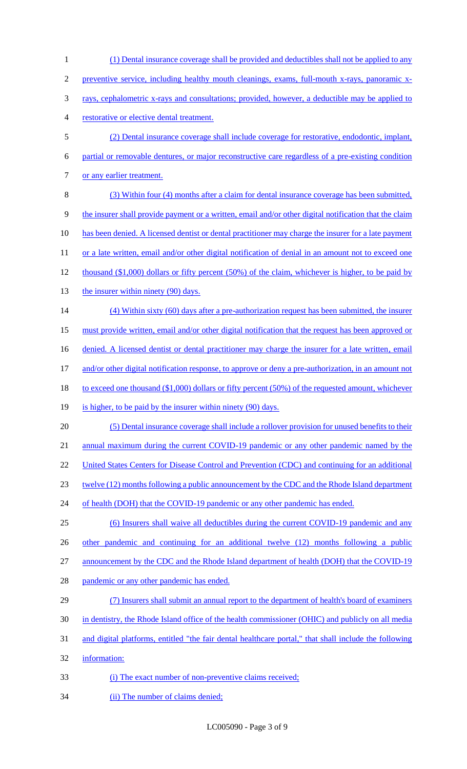(1) Dental insurance coverage shall be provided and deductibles shall not be applied to any preventive service, including healthy mouth cleanings, exams, full-mouth x-rays, panoramic x-rays, cephalometric x-rays and consultations; provided, however, a deductible may be applied to restorative or elective dental treatment.

(2) Dental insurance coverage shall include coverage for restorative, endodontic, implant, partial or removable dentures, or major reconstructive care regardless of a pre-existing condition or any earlier treatment.

(3) Within four (4) months after a claim for dental insurance coverage has been submitted, the insurer shall provide payment or a written, email and/or other digital notification that the claim has been denied. A licensed dentist or dental practitioner may charge the insurer for a late payment or a late written, email and/or other digital notification of denial in an amount not to exceed one thousand ($1,000) dollars or fifty percent (50%) of the claim, whichever is higher, to be paid by the insurer within ninety (90) days.

(4) Within sixty (60) days after a pre-authorization request has been submitted, the insurer must provide written, email and/or other digital notification that the request has been approved or denied. A licensed dentist or dental practitioner may charge the insurer for a late written, email and/or other digital notification response, to approve or deny a pre-authorization, in an amount not to exceed one thousand ($1,000) dollars or fifty percent (50%) of the requested amount, whichever is higher, to be paid by the insurer within ninety (90) days.

(5) Dental insurance coverage shall include a rollover provision for unused benefits to their annual maximum during the current COVID-19 pandemic or any other pandemic named by the United States Centers for Disease Control and Prevention (CDC) and continuing for an additional twelve (12) months following a public announcement by the CDC and the Rhode Island department of health (DOH) that the COVID-19 pandemic or any other pandemic has ended.

(6) Insurers shall waive all deductibles during the current COVID-19 pandemic and any other pandemic and continuing for an additional twelve (12) months following a public announcement by the CDC and the Rhode Island department of health (DOH) that the COVID-19 pandemic or any other pandemic has ended.

(7) Insurers shall submit an annual report to the department of health's board of examiners in dentistry, the Rhode Island office of the health commissioner (OHIC) and publicly on all media and digital platforms, entitled "the fair dental healthcare portal," that shall include the following information:

(i) The exact number of non-preventive claims received;

(ii) The number of claims denied;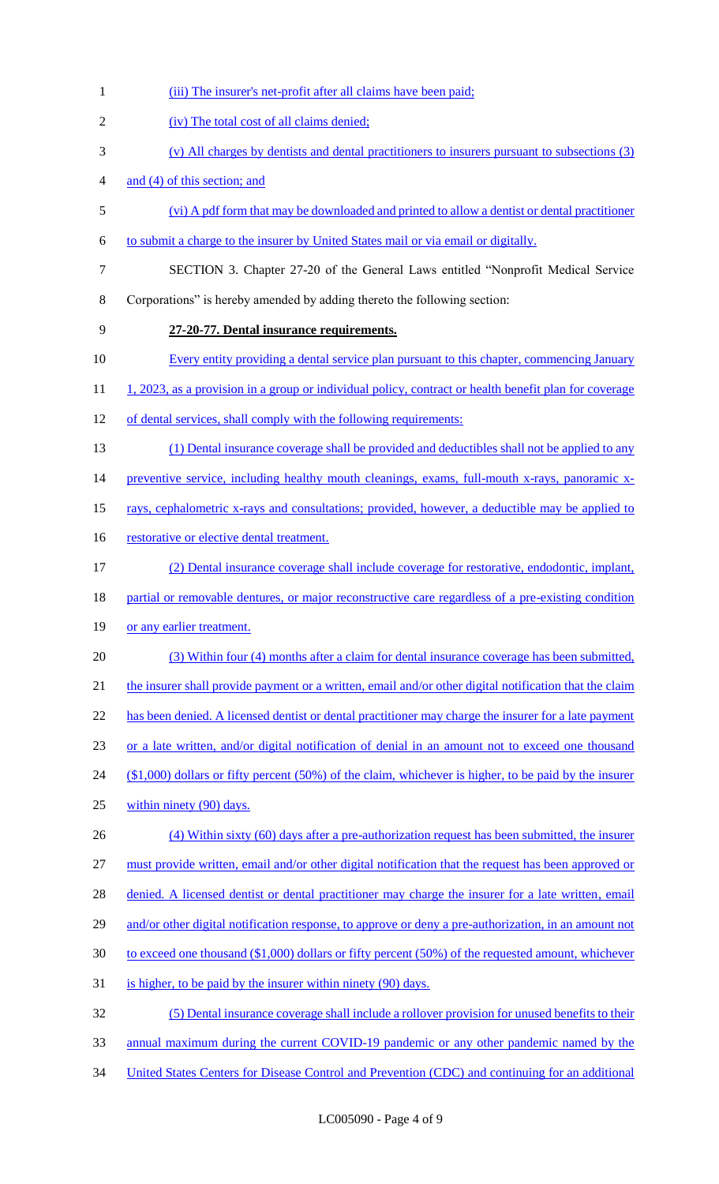(iii) The insurer's net-profit after all claims have been paid;

(iv) The total cost of all claims denied;

(v) All charges by dentists and dental practitioners to insurers pursuant to subsections (3) and (4) of this section; and

(vi) A pdf form that may be downloaded and printed to allow a dentist or dental practitioner to submit a charge to the insurer by United States mail or via email or digitally.

SECTION 3. Chapter 27-20 of the General Laws entitled "Nonprofit Medical Service Corporations" is hereby amended by adding thereto the following section:

**27-20-77. Dental insurance requirements.**

Every entity providing a dental service plan pursuant to this chapter, commencing January 1, 2023, as a provision in a group or individual policy, contract or health benefit plan for coverage of dental services, shall comply with the following requirements:

(1) Dental insurance coverage shall be provided and deductibles shall not be applied to any preventive service, including healthy mouth cleanings, exams, full-mouth x-rays, panoramic x-rays, cephalometric x-rays and consultations; provided, however, a deductible may be applied to restorative or elective dental treatment.

(2) Dental insurance coverage shall include coverage for restorative, endodontic, implant, partial or removable dentures, or major reconstructive care regardless of a pre-existing condition or any earlier treatment.

(3) Within four (4) months after a claim for dental insurance coverage has been submitted, the insurer shall provide payment or a written, email and/or other digital notification that the claim has been denied. A licensed dentist or dental practitioner may charge the insurer for a late payment or a late written, and/or digital notification of denial in an amount not to exceed one thousand ($1,000) dollars or fifty percent (50%) of the claim, whichever is higher, to be paid by the insurer within ninety (90) days.

(4) Within sixty (60) days after a pre-authorization request has been submitted, the insurer must provide written, email and/or other digital notification that the request has been approved or denied. A licensed dentist or dental practitioner may charge the insurer for a late written, email and/or other digital notification response, to approve or deny a pre-authorization, in an amount not to exceed one thousand ($1,000) dollars or fifty percent (50%) of the requested amount, whichever is higher, to be paid by the insurer within ninety (90) days.

(5) Dental insurance coverage shall include a rollover provision for unused benefits to their annual maximum during the current COVID-19 pandemic or any other pandemic named by the United States Centers for Disease Control and Prevention (CDC) and continuing for an additional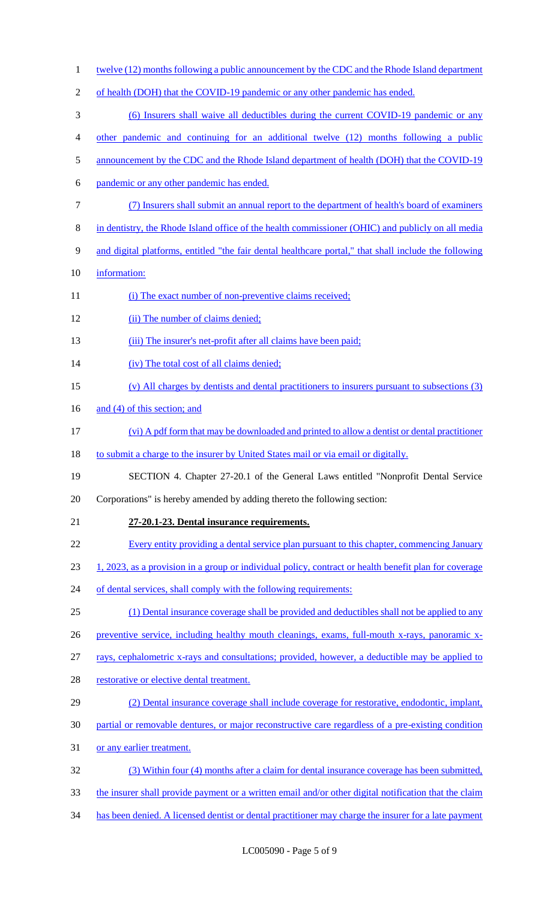twelve (12) months following a public announcement by the CDC and the Rhode Island department of health (DOH) that the COVID-19 pandemic or any other pandemic has ended.

(6) Insurers shall waive all deductibles during the current COVID-19 pandemic or any other pandemic and continuing for an additional twelve (12) months following a public announcement by the CDC and the Rhode Island department of health (DOH) that the COVID-19 pandemic or any other pandemic has ended.

(7) Insurers shall submit an annual report to the department of health's board of examiners in dentistry, the Rhode Island office of the health commissioner (OHIC) and publicly on all media and digital platforms, entitled "the fair dental healthcare portal," that shall include the following information:

(i) The exact number of non-preventive claims received;

(ii) The number of claims denied;

(iii) The insurer's net-profit after all claims have been paid;

(iv) The total cost of all claims denied;

(v) All charges by dentists and dental practitioners to insurers pursuant to subsections (3) and (4) of this section; and

(vi) A pdf form that may be downloaded and printed to allow a dentist or dental practitioner to submit a charge to the insurer by United States mail or via email or digitally.

SECTION 4. Chapter 27-20.1 of the General Laws entitled "Nonprofit Dental Service Corporations" is hereby amended by adding thereto the following section:

**27-20.1-23. Dental insurance requirements.**

Every entity providing a dental service plan pursuant to this chapter, commencing January 1, 2023, as a provision in a group or individual policy, contract or health benefit plan for coverage of dental services, shall comply with the following requirements:

(1) Dental insurance coverage shall be provided and deductibles shall not be applied to any preventive service, including healthy mouth cleanings, exams, full-mouth x-rays, panoramic x-rays, cephalometric x-rays and consultations; provided, however, a deductible may be applied to restorative or elective dental treatment.

(2) Dental insurance coverage shall include coverage for restorative, endodontic, implant, partial or removable dentures, or major reconstructive care regardless of a pre-existing condition or any earlier treatment.

(3) Within four (4) months after a claim for dental insurance coverage has been submitted, the insurer shall provide payment or a written email and/or other digital notification that the claim has been denied. A licensed dentist or dental practitioner may charge the insurer for a late payment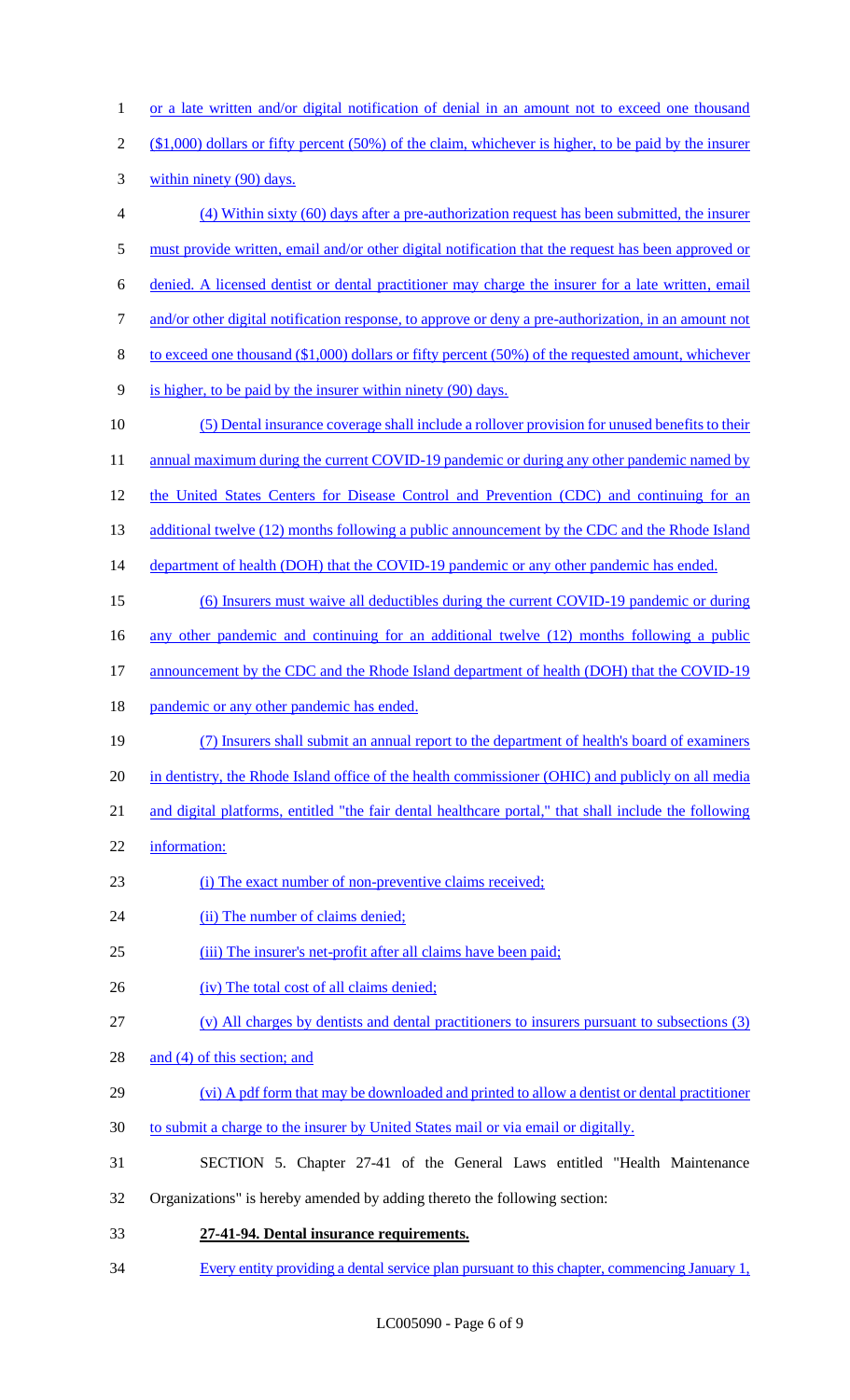or a late written and/or digital notification of denial in an amount not to exceed one thousand ($1,000) dollars or fifty percent (50%) of the claim, whichever is higher, to be paid by the insurer within ninety (90) days.

(4) Within sixty (60) days after a pre-authorization request has been submitted, the insurer must provide written, email and/or other digital notification that the request has been approved or denied. A licensed dentist or dental practitioner may charge the insurer for a late written, email and/or other digital notification response, to approve or deny a pre-authorization, in an amount not to exceed one thousand ($1,000) dollars or fifty percent (50%) of the requested amount, whichever is higher, to be paid by the insurer within ninety (90) days.

(5) Dental insurance coverage shall include a rollover provision for unused benefits to their annual maximum during the current COVID-19 pandemic or during any other pandemic named by the United States Centers for Disease Control and Prevention (CDC) and continuing for an additional twelve (12) months following a public announcement by the CDC and the Rhode Island department of health (DOH) that the COVID-19 pandemic or any other pandemic has ended.

(6) Insurers must waive all deductibles during the current COVID-19 pandemic or during any other pandemic and continuing for an additional twelve (12) months following a public announcement by the CDC and the Rhode Island department of health (DOH) that the COVID-19 pandemic or any other pandemic has ended.

(7) Insurers shall submit an annual report to the department of health's board of examiners in dentistry, the Rhode Island office of the health commissioner (OHIC) and publicly on all media and digital platforms, entitled "the fair dental healthcare portal," that shall include the following information:

(i) The exact number of non-preventive claims received;

(ii) The number of claims denied;

(iii) The insurer's net-profit after all claims have been paid;

(iv) The total cost of all claims denied;

(v) All charges by dentists and dental practitioners to insurers pursuant to subsections (3) and (4) of this section; and

(vi) A pdf form that may be downloaded and printed to allow a dentist or dental practitioner to submit a charge to the insurer by United States mail or via email or digitally.

SECTION 5. Chapter 27-41 of the General Laws entitled "Health Maintenance Organizations" is hereby amended by adding thereto the following section:

**27-41-94. Dental insurance requirements.**

Every entity providing a dental service plan pursuant to this chapter, commencing January 1,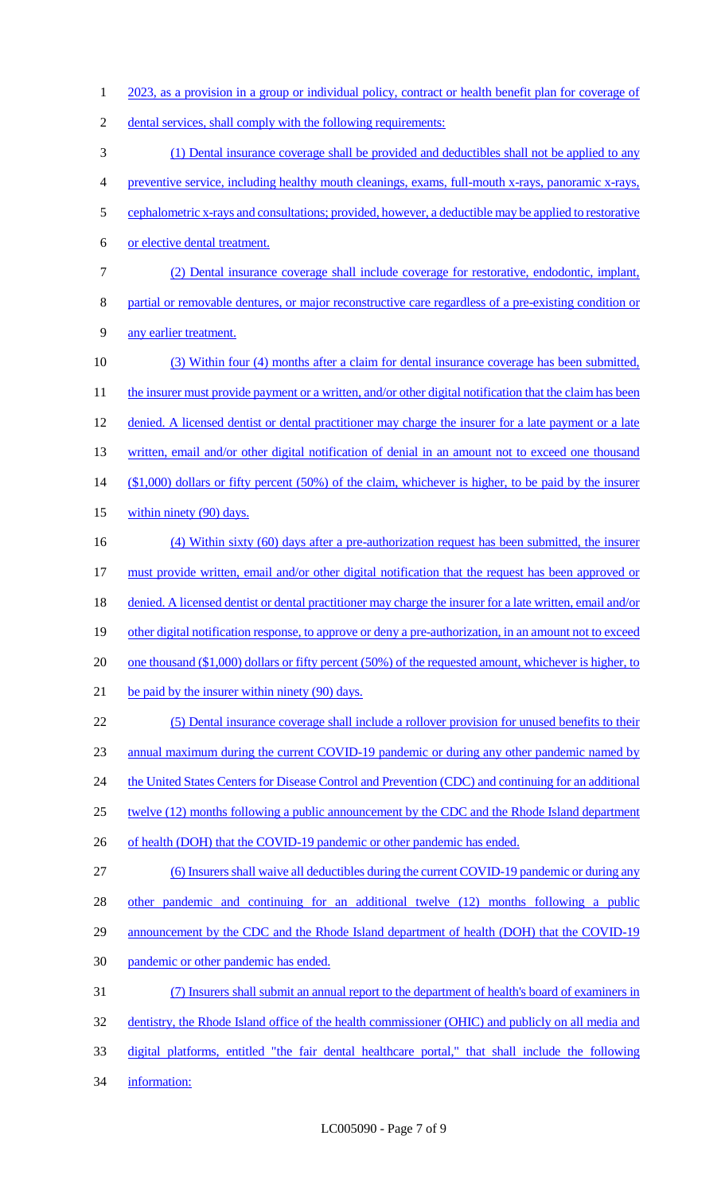2023, as a provision in a group or individual policy, contract or health benefit plan for coverage of dental services, shall comply with the following requirements:

(1) Dental insurance coverage shall be provided and deductibles shall not be applied to any preventive service, including healthy mouth cleanings, exams, full-mouth x-rays, panoramic x-rays, cephalometric x-rays and consultations; provided, however, a deductible may be applied to restorative or elective dental treatment.

(2) Dental insurance coverage shall include coverage for restorative, endodontic, implant, partial or removable dentures, or major reconstructive care regardless of a pre-existing condition or any earlier treatment.

(3) Within four (4) months after a claim for dental insurance coverage has been submitted, the insurer must provide payment or a written, and/or other digital notification that the claim has been denied. A licensed dentist or dental practitioner may charge the insurer for a late payment or a late written, email and/or other digital notification of denial in an amount not to exceed one thousand ($1,000) dollars or fifty percent (50%) of the claim, whichever is higher, to be paid by the insurer within ninety (90) days.

(4) Within sixty (60) days after a pre-authorization request has been submitted, the insurer must provide written, email and/or other digital notification that the request has been approved or denied. A licensed dentist or dental practitioner may charge the insurer for a late written, email and/or other digital notification response, to approve or deny a pre-authorization, in an amount not to exceed one thousand ($1,000) dollars or fifty percent (50%) of the requested amount, whichever is higher, to be paid by the insurer within ninety (90) days.

(5) Dental insurance coverage shall include a rollover provision for unused benefits to their annual maximum during the current COVID-19 pandemic or during any other pandemic named by the United States Centers for Disease Control and Prevention (CDC) and continuing for an additional twelve (12) months following a public announcement by the CDC and the Rhode Island department of health (DOH) that the COVID-19 pandemic or other pandemic has ended.

(6) Insurers shall waive all deductibles during the current COVID-19 pandemic or during any other pandemic and continuing for an additional twelve (12) months following a public announcement by the CDC and the Rhode Island department of health (DOH) that the COVID-19 pandemic or other pandemic has ended.

(7) Insurers shall submit an annual report to the department of health's board of examiners in dentistry, the Rhode Island office of the health commissioner (OHIC) and publicly on all media and digital platforms, entitled "the fair dental healthcare portal," that shall include the following information: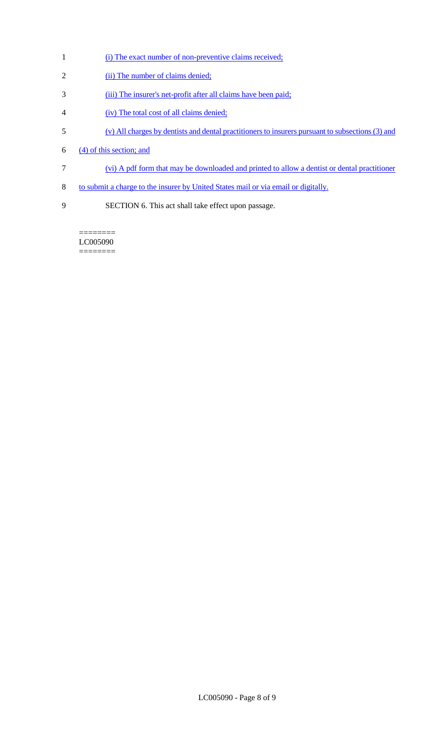(i) The exact number of non-preventive claims received;

(ii) The number of claims denied;

(iii) The insurer's net-profit after all claims have been paid;

(iv) The total cost of all claims denied;

(v) All charges by dentists and dental practitioners to insurers pursuant to subsections (3) and (4) of this section; and

(vi) A pdf form that may be downloaded and printed to allow a dentist or dental practitioner to submit a charge to the insurer by United States mail or via email or digitally.

SECTION 6. This act shall take effect upon passage.

========
LC005090
========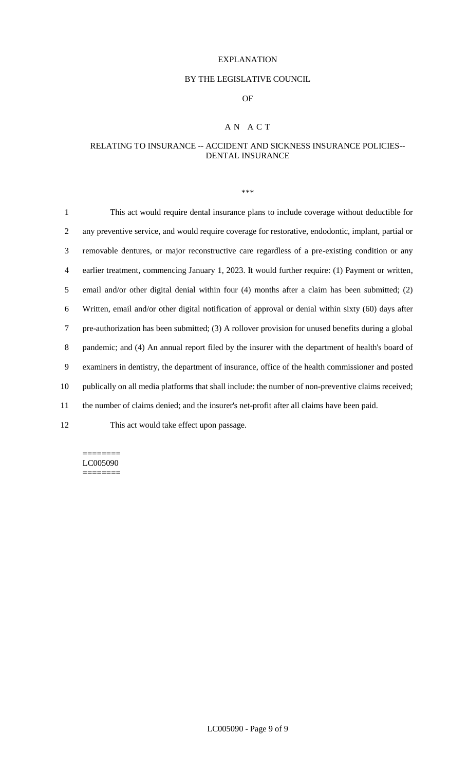EXPLANATION

BY THE LEGISLATIVE COUNCIL

OF

# A N A C T

RELATING TO INSURANCE -- ACCIDENT AND SICKNESS INSURANCE POLICIES--DENTAL INSURANCE

\*\*\*

This act would require dental insurance plans to include coverage without deductible for any preventive service, and would require coverage for restorative, endodontic, implant, partial or removable dentures, or major reconstructive care regardless of a pre-existing condition or any earlier treatment, commencing January 1, 2023. It would further require: (1) Payment or written, email and/or other digital denial within four (4) months after a claim has been submitted; (2) Written, email and/or other digital notification of approval or denial within sixty (60) days after pre-authorization has been submitted; (3) A rollover provision for unused benefits during a global pandemic; and (4) An annual report filed by the insurer with the department of health's board of examiners in dentistry, the department of insurance, office of the health commissioner and posted publically on all media platforms that shall include: the number of non-preventive claims received; the number of claims denied; and the insurer's net-profit after all claims have been paid.

This act would take effect upon passage.

========
LC005090
========